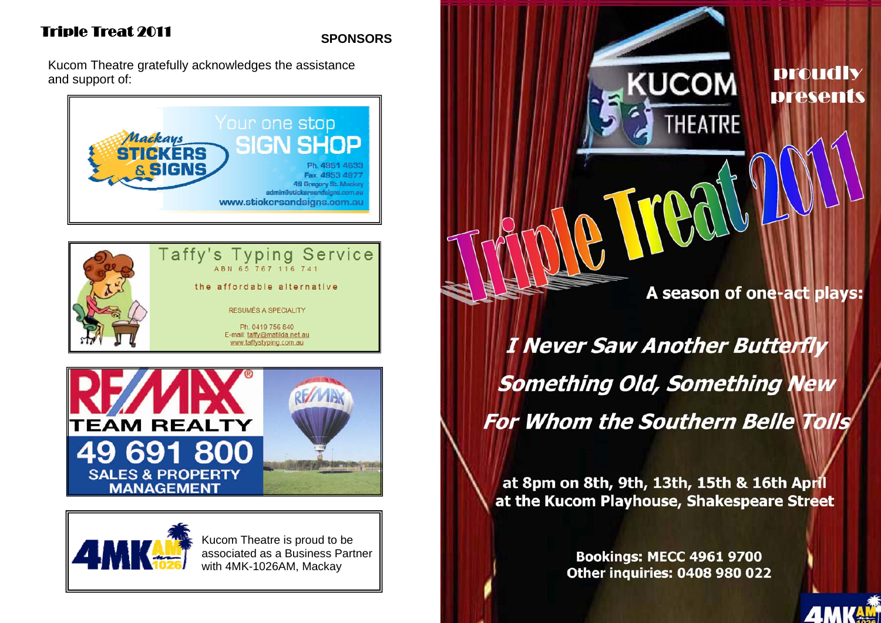## Triple Treat 2011

**SPONSORS**

Kucom Theatre gratefully acknowledges the assistance and support of:

Mackays STICKERS & SIGNS
Your one stop SIGN SHOP
Ph. 4951 4633
Fax. 4953 4977
49 Gregory St. Mackay
admin@stickersandsigns.com.au
www.stickersandsigns.com.au

Taffy's Typing Service
ABN 65 767 116 741
the affordable alternative
RESUMÉS A SPECIALITY
Ph. 0419 756 840
E-mail: taffy@matilda.net.au
www.taffystyping.com.au

RE/MAX
TEAM REALTY
49 691 800
SALES & PROPERTY MANAGEMENT

4MK AM 1026
Kucom Theatre is proud to be associated as a Business Partner with 4MK-1026AM, Mackay

KUCOM THEATRE

proudly presents

# Triple Treat 2011

**A season of one-act plays:**

***I Never Saw Another Butterfly***

***Something Old, Something New***

***For Whom the Southern Belle Tolls***

**at 8pm on 8th, 9th, 13th, 15th & 16th April**
**at the Kucom Playhouse, Shakespeare Street**

**Bookings: MECC 4961 9700**
**Other inquiries: 0408 980 022**

4MK AM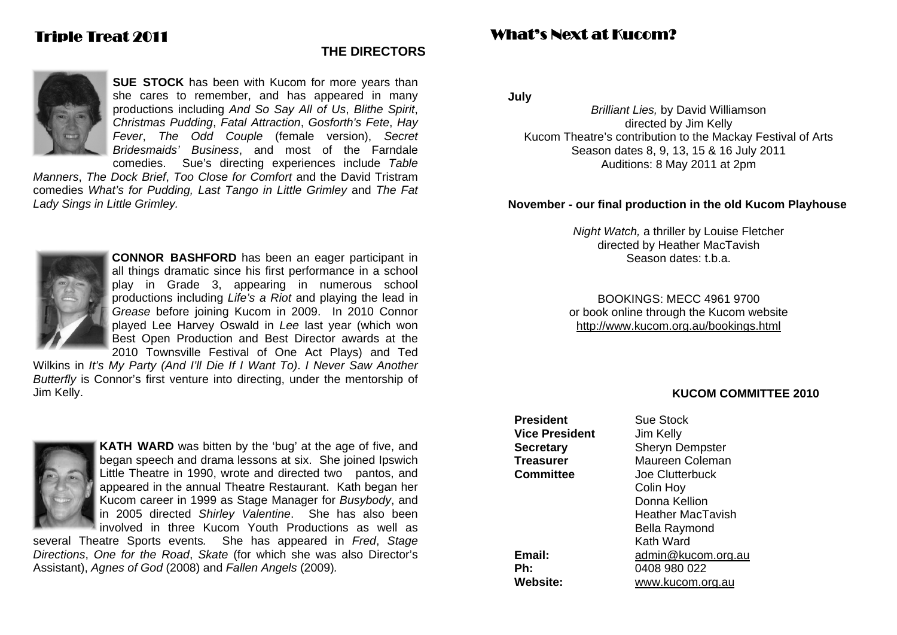# Triple Treat 2011

## THE DIRECTORS

**SUE STOCK** has been with Kucom for more years than she cares to remember, and has appeared in many productions including *And So Say All of Us*, *Blithe Spirit*, *Christmas Pudding*, *Fatal Attraction*, *Gosforth's Fete*, *Hay Fever*, *The Odd Couple* (female version), *Secret Bridesmaids' Business*, and most of the Farndale comedies. Sue's directing experiences include *Table Manners*, *The Dock Brief*, *Too Close for Comfort* and the David Tristram comedies *What's for Pudding, Last Tango in Little Grimley* and *The Fat Lady Sings in Little Grimley.*

**CONNOR BASHFORD** has been an eager participant in all things dramatic since his first performance in a school play in Grade 3, appearing in numerous school productions including *Life's a Riot* and playing the lead in *Grease* before joining Kucom in 2009. In 2010 Connor played Lee Harvey Oswald in *Lee* last year (which won Best Open Production and Best Director awards at the 2010 Townsville Festival of One Act Plays) and Ted Wilkins in *It's My Party (And I'll Die If I Want To)*. *I Never Saw Another Butterfly* is Connor's first venture into directing, under the mentorship of Jim Kelly.

**KATH WARD** was bitten by the 'bug' at the age of five, and began speech and drama lessons at six. She joined Ipswich Little Theatre in 1990, wrote and directed two pantos, and appeared in the annual Theatre Restaurant. Kath began her Kucom career in 1999 as Stage Manager for *Busybody*, and in 2005 directed *Shirley Valentine*. She has also been involved in three Kucom Youth Productions as well as several Theatre Sports events. She has appeared in *Fred*, *Stage Directions*, *One for the Road*, *Skate* (for which she was also Director's Assistant), *Agnes of God* (2008) and *Fallen Angels* (2009).

# What's Next at Kucom?

**July**

*Brilliant Lies,* by David Williamson
directed by Jim Kelly
Kucom Theatre's contribution to the Mackay Festival of Arts
Season dates 8, 9, 13, 15 & 16 July 2011
Auditions: 8 May 2011 at 2pm

**November - our final production in the old Kucom Playhouse**

*Night Watch,* a thriller by Louise Fletcher
directed by Heather MacTavish
Season dates: t.b.a.

BOOKINGS: MECC 4961 9700
or book online through the Kucom website
http://www.kucom.org.au/bookings.html

## KUCOM COMMITTEE 2010

| | |
|---|---|
| **President** | Sue Stock |
| **Vice President** | Jim Kelly |
| **Secretary** | Sheryn Dempster |
| **Treasurer** | Maureen Coleman |
| **Committee** | Joe Clutterbuck |
| | Colin Hoy |
| | Donna Kellion |
| | Heather MacTavish |
| | Bella Raymond |
| | Kath Ward |
| **Email:** | admin@kucom.org.au |
| **Ph:** | 0408 980 022 |
| **Website:** | www.kucom.org.au |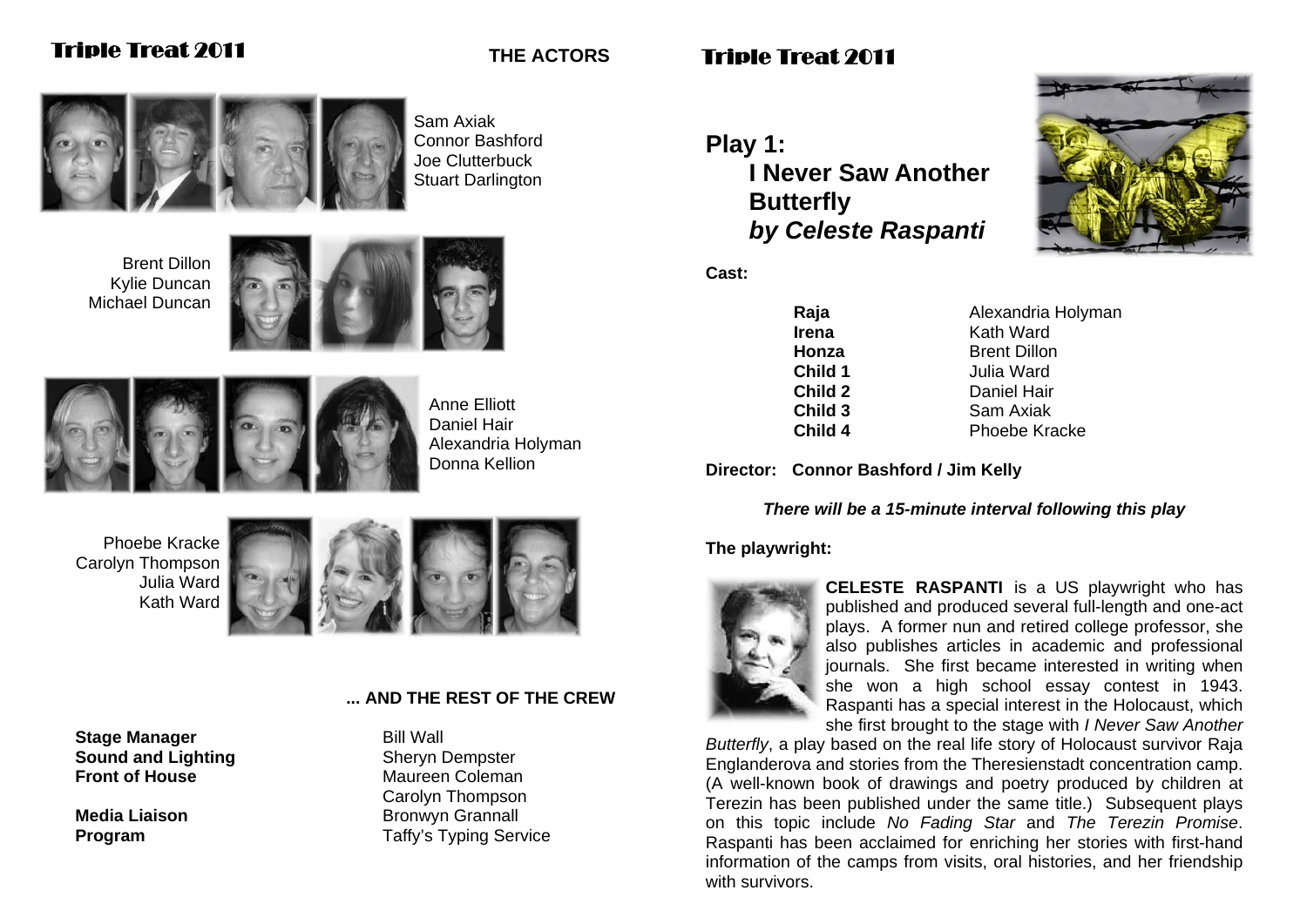# Triple Treat 2011

## THE ACTORS

Sam Axiak
Connor Bashford
Joe Clutterbuck
Stuart Darlington

Brent Dillon
Kylie Duncan
Michael Duncan

Anne Elliott
Daniel Hair
Alexandria Holyman
Donna Kellion

Phoebe Kracke
Carolyn Thompson
Julia Ward
Kath Ward

## ... AND THE REST OF THE CREW

| | |
|---|---|
| **Stage Manager** | Bill Wall |
| **Sound and Lighting** | Sheryn Dempster |
| **Front of House** | Maureen Coleman |
| | Carolyn Thompson |
| **Media Liaison** | Bronwyn Grannall |
| **Program** | Taffy's Typing Service |

# Triple Treat 2011

## Play 1: I Never Saw Another Butterfly *by Celeste Raspanti*

**Cast:**

| | |
|---|---|
| **Raja** | Alexandria Holyman |
| **Irena** | Kath Ward |
| **Honza** | Brent Dillon |
| **Child 1** | Julia Ward |
| **Child 2** | Daniel Hair |
| **Child 3** | Sam Axiak |
| **Child 4** | Phoebe Kracke |

**Director: Connor Bashford / Jim Kelly**

***There will be a 15-minute interval following this play***

**The playwright:**

**CELESTE RASPANTI** is a US playwright who has published and produced several full-length and one-act plays. A former nun and retired college professor, she also publishes articles in academic and professional journals. She first became interested in writing when she won a high school essay contest in 1943. Raspanti has a special interest in the Holocaust, which she first brought to the stage with *I Never Saw Another Butterfly*, a play based on the real life story of Holocaust survivor Raja Englanderova and stories from the Theresienstadt concentration camp. (A well-known book of drawings and poetry produced by children at Terezin has been published under the same title.) Subsequent plays on this topic include *No Fading Star* and *The Terezin Promise*. Raspanti has been acclaimed for enriching her stories with first-hand information of the camps from visits, oral histories, and her friendship with survivors.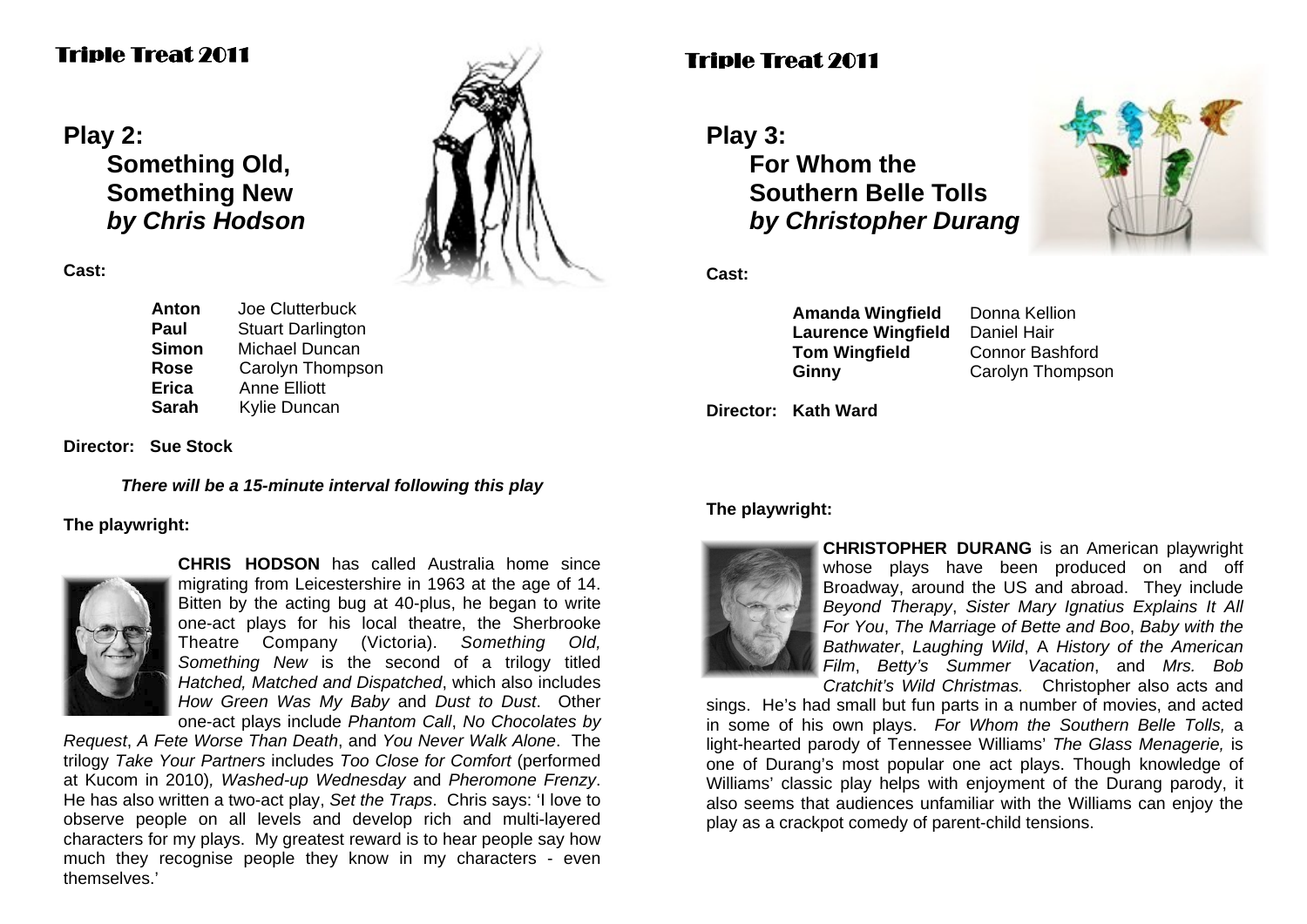## Triple Treat 2011

# Play 2: Something Old, Something New *by Chris Hodson*

**Cast:**

| | |
|---|---|
| **Anton** | Joe Clutterbuck |
| **Paul** | Stuart Darlington |
| **Simon** | Michael Duncan |
| **Rose** | Carolyn Thompson |
| **Erica** | Anne Elliott |
| **Sarah** | Kylie Duncan |

**Director: Sue Stock**

***There will be a 15-minute interval following this play***

**The playwright:**

**CHRIS HODSON** has called Australia home since migrating from Leicestershire in 1963 at the age of 14. Bitten by the acting bug at 40-plus, he began to write one-act plays for his local theatre, the Sherbrooke Theatre Company (Victoria). *Something Old, Something New* is the second of a trilogy titled *Hatched, Matched and Dispatched*, which also includes *How Green Was My Baby* and *Dust to Dust*. Other one-act plays include *Phantom Call*, *No Chocolates by Request*, *A Fete Worse Than Death*, and *You Never Walk Alone*. The trilogy *Take Your Partners* includes *Too Close for Comfort* (performed at Kucom in 2010)*, Washed-up Wednesday* and *Pheromone Frenzy*. He has also written a two-act play, *Set the Traps*. Chris says: 'I love to observe people on all levels and develop rich and multi-layered characters for my plays. My greatest reward is to hear people say how much they recognise people they know in my characters - even themselves.'

## Triple Treat 2011

# Play 3: For Whom the Southern Belle Tolls *by Christopher Durang*

**Cast:**

| | |
|---|---|
| **Amanda Wingfield** | Donna Kellion |
| **Laurence Wingfield** | Daniel Hair |
| **Tom Wingfield** | Connor Bashford |
| **Ginny** | Carolyn Thompson |

**Director: Kath Ward**

**The playwright:**

**CHRISTOPHER DURANG** is an American playwright whose plays have been produced on and off Broadway, around the US and abroad. They include *Beyond Therapy*, *Sister Mary Ignatius Explains It All For You*, *The Marriage of Bette and Boo*, *Baby with the Bathwater*, *Laughing Wild*, A *History of the American Film*, *Betty's Summer Vacation*, and *Mrs. Bob Cratchit's Wild Christmas.* Christopher also acts and sings. He's had small but fun parts in a number of movies, and acted in some of his own plays. *For Whom the Southern Belle Tolls,* a light-hearted parody of Tennessee Williams' *The Glass Menagerie,* is one of Durang's most popular one act plays. Though knowledge of Williams' classic play helps with enjoyment of the Durang parody, it also seems that audiences unfamiliar with the Williams can enjoy the play as a crackpot comedy of parent-child tensions.